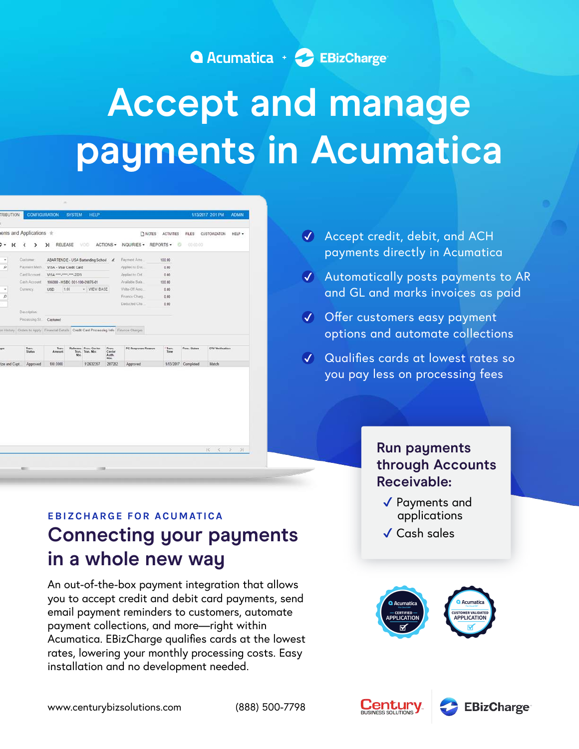Acumatica + EBizCharge

# Accept and manage payments in Acumatica

- Accept credit, debit, and ACH payments directly in Acumatica
- Automatically posts payments to AR and GL and marks invoices as paid
- Offer customers easy payment options and automate collections
- Qualifies cards at lowest rates so you pay less on processing fees

### Run payments through Accounts Receivable:

- ✓ Payments and applications
- ✓ Cash sales

Acumatica Certified Application · Acumatica Customer Validated Application

EBIZCHARGE FOR ACUMATICA

## Connecting your payments in a whole new way

An out-of-the-box payment integration that allows you to accept credit and debit card payments, send email payment reminders to customers, automate payment collections, and more—right within Acumatica. EBizCharge qualifies cards at the lowest rates, lowering your monthly processing costs. Easy installation and no development needed.

www.centurybizsolutions.com (888) 500-7798

Century Business Solutions | EBizCharge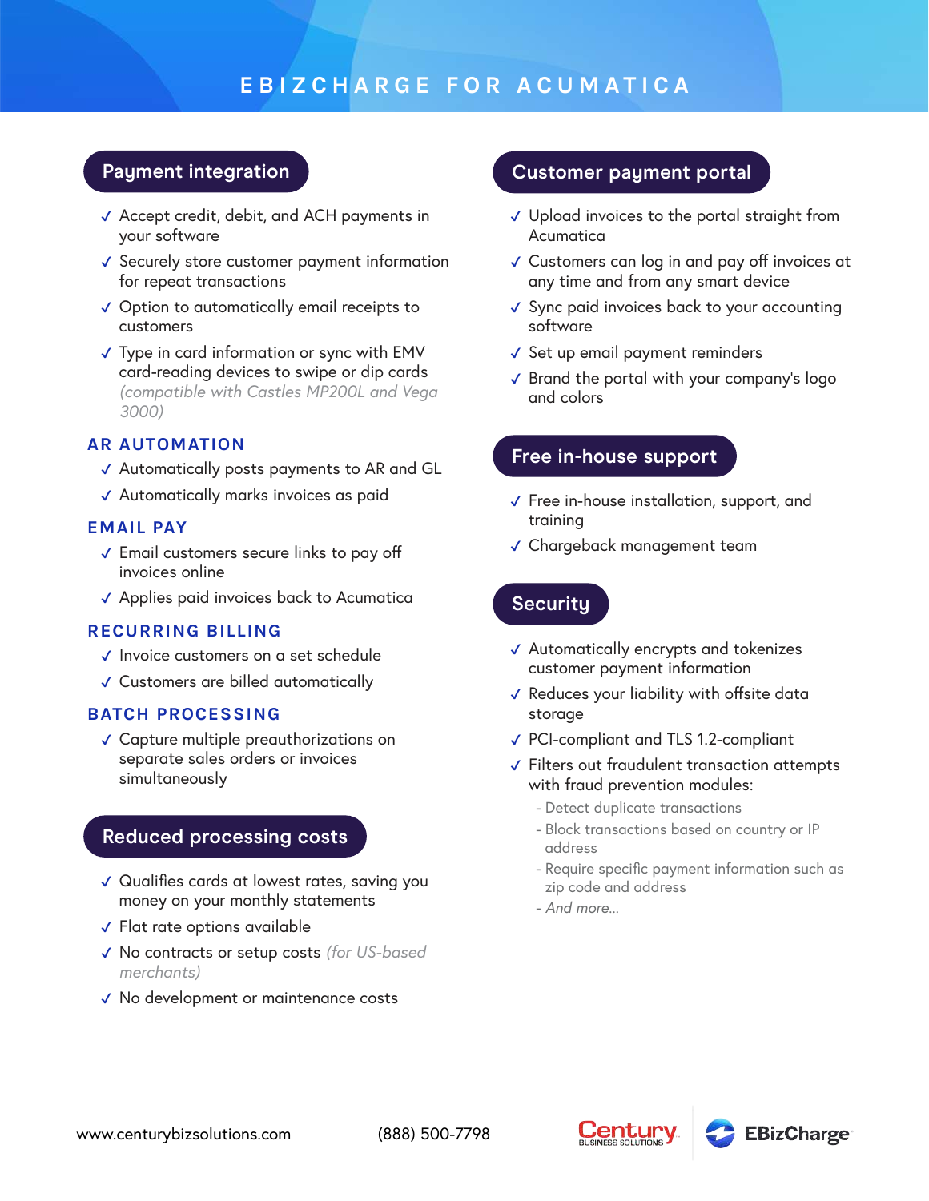# EBIZCHARGE FOR ACUMATICA

## Payment integration

- ✓ Accept credit, debit, and ACH payments in your software
- ✓ Securely store customer payment information for repeat transactions
- ✓ Option to automatically email receipts to customers
- ✓ Type in card information or sync with EMV card-reading devices to swipe or dip cards *(compatible with Castles MP200L and Vega 3000)*

### AR AUTOMATION

- ✓ Automatically posts payments to AR and GL
- ✓ Automatically marks invoices as paid

### EMAIL PAY

- ✓ Email customers secure links to pay off invoices online
- ✓ Applies paid invoices back to Acumatica

### RECURRING BILLING

- ✓ Invoice customers on a set schedule
- ✓ Customers are billed automatically

### BATCH PROCESSING

- ✓ Capture multiple preauthorizations on separate sales orders or invoices simultaneously

## Reduced processing costs

- ✓ Qualifies cards at lowest rates, saving you money on your monthly statements
- ✓ Flat rate options available
- ✓ No contracts or setup costs *(for US-based merchants)*
- ✓ No development or maintenance costs

## Customer payment portal

- ✓ Upload invoices to the portal straight from Acumatica
- ✓ Customers can log in and pay off invoices at any time and from any smart device
- ✓ Sync paid invoices back to your accounting software
- ✓ Set up email payment reminders
- ✓ Brand the portal with your company's logo and colors

## Free in-house support

- ✓ Free in-house installation, support, and training
- ✓ Chargeback management team

## Security

- ✓ Automatically encrypts and tokenizes customer payment information
- ✓ Reduces your liability with offsite data storage
- ✓ PCI-compliant and TLS 1.2-compliant
- ✓ Filters out fraudulent transaction attempts with fraud prevention modules:
  - Detect duplicate transactions
  - Block transactions based on country or IP address
  - Require specific payment information such as zip code and address
  - *And more...*

www.centurybizsolutions.com (888) 500-7798

Century Business Solutions | EBizCharge